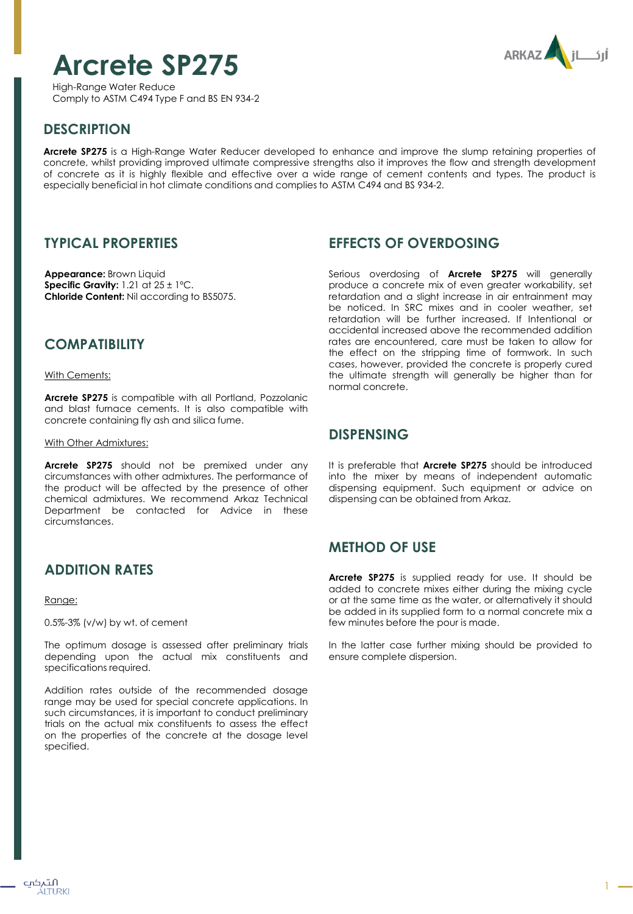# Arcrete SP275

High-Range Water Reduce
Comply to ASTM C494 Type F and BS EN 934-2

## DESCRIPTION

**Arcrete SP275** is a High-Range Water Reducer developed to enhance and improve the slump retaining properties of concrete, whilst providing improved ultimate compressive strengths also it improves the flow and strength development of concrete as it is highly flexible and effective over a wide range of cement contents and types. The product is especially beneficial in hot climate conditions and complies to ASTM C494 and BS 934-2.

## TYPICAL PROPERTIES

**Appearance:** Brown Liquid
**Specific Gravity:** 1.21 at 25 ± 1°C.
**Chloride Content:** Nil according to BS5075.

## COMPATIBILITY

With Cements:

**Arcrete SP275** is compatible with all Portland, Pozzolanic and blast furnace cements. It is also compatible with concrete containing fly ash and silica fume.

With Other Admixtures:

**Arcrete SP275** should not be premixed under any circumstances with other admixtures. The performance of the product will be affected by the presence of other chemical admixtures. We recommend Arkaz Technical Department be contacted for Advice in these circumstances.

## ADDITION RATES

Range:

0.5%-3% (v/w) by wt. of cement

The optimum dosage is assessed after preliminary trials depending upon the actual mix constituents and specifications required.

Addition rates outside of the recommended dosage range may be used for special concrete applications. In such circumstances, it is important to conduct preliminary trials on the actual mix constituents to assess the effect on the properties of the concrete at the dosage level specified.

## EFFECTS OF OVERDOSING

Serious overdosing of **Arcrete SP275** will generally produce a concrete mix of even greater workability, set retardation and a slight increase in air entrainment may be noticed. In SRC mixes and in cooler weather, set retardation will be further increased. If Intentional or accidental increased above the recommended addition rates are encountered, care must be taken to allow for the effect on the stripping time of formwork. In such cases, however, provided the concrete is properly cured the ultimate strength will generally be higher than for normal concrete.

## DISPENSING

It is preferable that **Arcrete SP275** should be introduced into the mixer by means of independent automatic dispensing equipment. Such equipment or advice on dispensing can be obtained from Arkaz.

## METHOD OF USE

**Arcrete SP275** is supplied ready for use. It should be added to concrete mixes either during the mixing cycle or at the same time as the water, or alternatively it should be added in its supplied form to a normal concrete mix a few minutes before the pour is made.

In the latter case further mixing should be provided to ensure complete dispersion.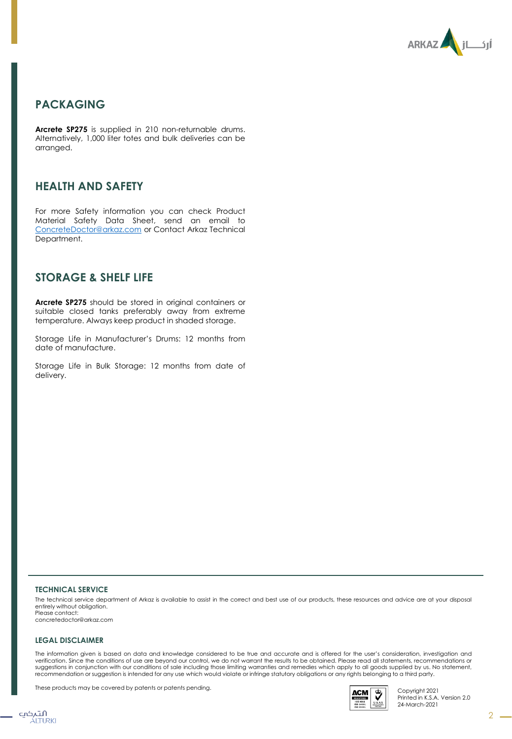## PACKAGING

**Arcrete SP275** is supplied in 210 non-returnable drums. Alternatively, 1,000 liter totes and bulk deliveries can be arranged.

## HEALTH AND SAFETY

For more Safety information you can check Product Material Safety Data Sheet, send an email to ConcreteDoctor@arkaz.com or Contact Arkaz Technical Department.

## STORAGE & SHELF LIFE

**Arcrete SP275** should be stored in original containers or suitable closed tanks preferably away from extreme temperature. Always keep product in shaded storage.

Storage Life in Manufacturer's Drums: 12 months from date of manufacture.

Storage Life in Bulk Storage: 12 months from date of delivery.

### TECHNICAL SERVICE

The technical service department of Arkaz is available to assist in the correct and best use of our products, these resources and advice are at your disposal entirely without obligation.
Please contact:
concretedoctor@arkaz.com

### LEGAL DISCLAIMER

The information given is based on data and knowledge considered to be true and accurate and is offered for the user's consideration, investigation and verification. Since the conditions of use are beyond our control, we do not warrant the results to be obtained. Please read all statements, recommendations or suggestions in conjunction with our conditions of sale including those limiting warranties and remedies which apply to all goods supplied by us. No statement, recommendation or suggestion is intended for any use which would violate or infringe statutory obligations or any rights belonging to a third party.

These products may be covered by patents or patents pending.

Copyright 2021
Printed in K.S.A. Version 2.0
24-March-2021